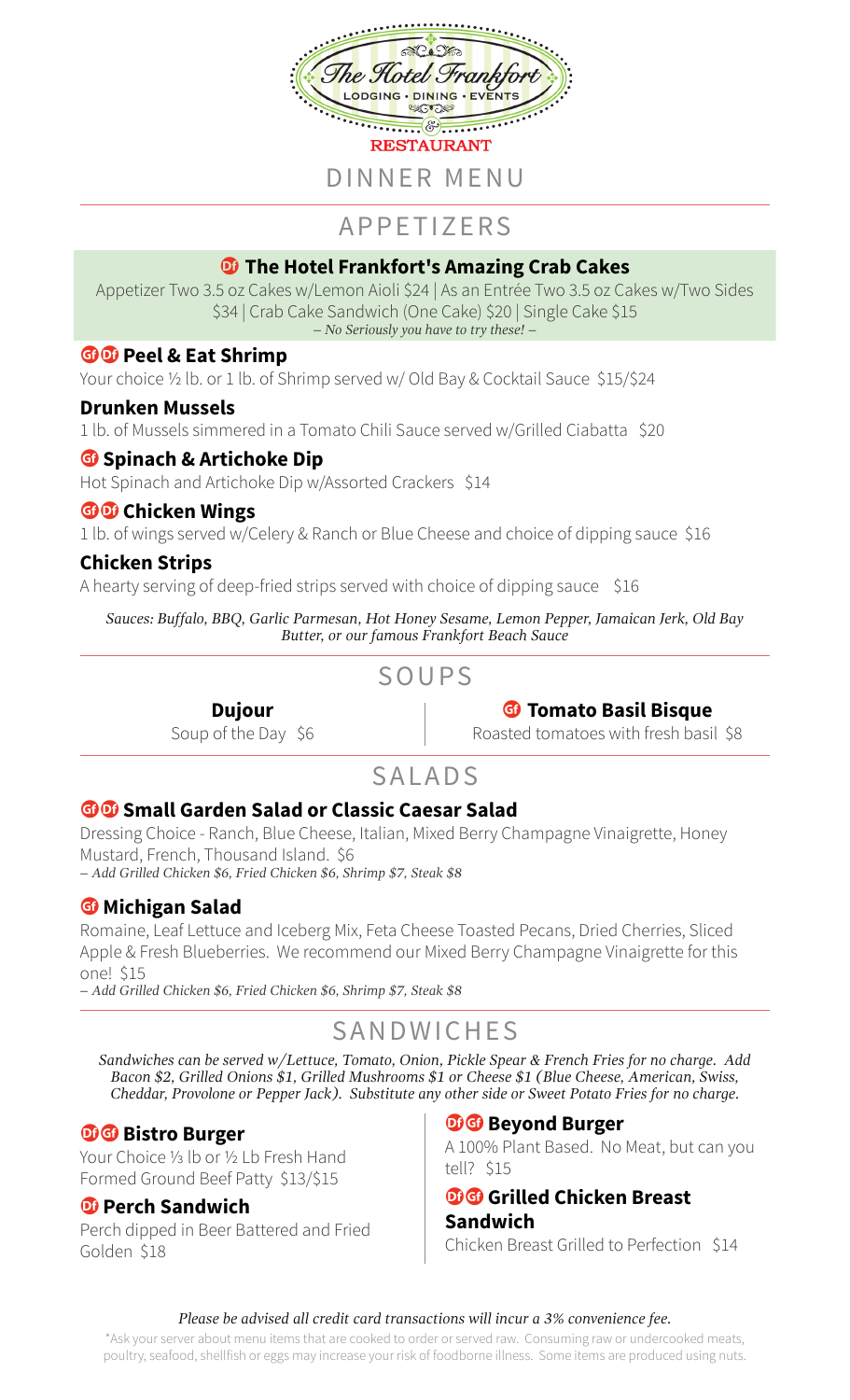# The Hotel Frankfort

LODGING • DINING • EVENTS

& RESTAURANT

## DINNER MENU

## APPETIZERS

### Df The Hotel Frankfort's Amazing Crab Cakes

Appetizer Two 3.5 oz Cakes w/Lemon Aioli $24 | As an Entrée Two 3.5 oz Cakes w/Two Sides $34 | Crab Cake Sandwich (One Cake) $20 | Single Cake $15

*– No Seriously you have to try these! –*

### Gf Df Peel & Eat Shrimp

Your choice ½ lb. or 1 lb. of Shrimp served w/ Old Bay & Cocktail Sauce $15/$24

### Drunken Mussels

1 lb. of Mussels simmered in a Tomato Chili Sauce served w/Grilled Ciabatta $20

### Gf Spinach & Artichoke Dip

Hot Spinach and Artichoke Dip w/Assorted Crackers $14

### Gf Df Chicken Wings

1 lb. of wings served w/Celery & Ranch or Blue Cheese and choice of dipping sauce $16

### Chicken Strips

A hearty serving of deep-fried strips served with choice of dipping sauce $16

*Sauces: Buffalo, BBQ, Garlic Parmesan, Hot Honey Sesame, Lemon Pepper, Jamaican Jerk, Old Bay Butter, or our famous Frankfort Beach Sauce*

## SOUPS

### Dujour

Soup of the Day $6

### Gf Tomato Basil Bisque

Roasted tomatoes with fresh basil $8

## SALADS

### Gf Df Small Garden Salad or Classic Caesar Salad

Dressing Choice - Ranch, Blue Cheese, Italian, Mixed Berry Champagne Vinaigrette, Honey Mustard, French, Thousand Island. $6

*– Add Grilled Chicken $6, Fried Chicken $6, Shrimp $7, Steak $8*

### Gf Michigan Salad

Romaine, Leaf Lettuce and Iceberg Mix, Feta Cheese Toasted Pecans, Dried Cherries, Sliced Apple & Fresh Blueberries. We recommend our Mixed Berry Champagne Vinaigrette for this one! $15

*– Add Grilled Chicken $6, Fried Chicken $6, Shrimp $7, Steak $8*

## SANDWICHES

*Sandwiches can be served w/Lettuce, Tomato, Onion, Pickle Spear & French Fries for no charge. Add Bacon $2, Grilled Onions $1, Grilled Mushrooms $1 or Cheese $1 (Blue Cheese, American, Swiss, Cheddar, Provolone or Pepper Jack). Substitute any other side or Sweet Potato Fries for no charge.*

### Df Gf Bistro Burger

Your Choice ⅓ lb or ½ Lb Fresh Hand Formed Ground Beef Patty $13/$15

### Df Perch Sandwich

Perch dipped in Beer Battered and Fried Golden $18

### Df Gf Beyond Burger

A 100% Plant Based. No Meat, but can you tell? $15

### Df Gf Grilled Chicken Breast Sandwich

Chicken Breast Grilled to Perfection $14

*Please be advised all credit card transactions will incur a 3% convenience fee.*

*Ask your server about menu items that are cooked to order or served raw. Consuming raw or undercooked meats, poultry, seafood, shellfish or eggs may increase your risk of foodborne illness. Some items are produced using nuts.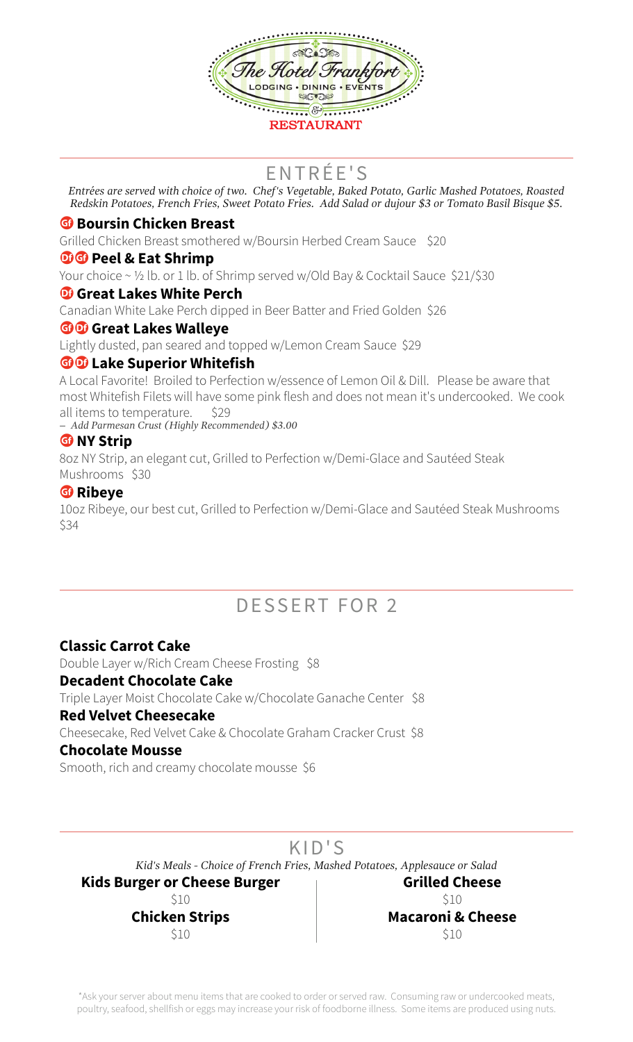The Hotel Frankfort
LODGING • DINING • EVENTS
RESTAURANT

## ENTRÉE'S

*Entrées are served with choice of two. Chef's Vegetable, Baked Potato, Garlic Mashed Potatoes, Roasted Redskin Potatoes, French Fries, Sweet Potato Fries. Add Salad or dujour $3 or Tomato Basil Bisque $5.*

### Gf Boursin Chicken Breast
Grilled Chicken Breast smothered w/Boursin Herbed Cream Sauce $20

### Df Gf Peel & Eat Shrimp
Your choice ~ ½ lb. or 1 lb. of Shrimp served w/Old Bay & Cocktail Sauce $21/$30

### Df Great Lakes White Perch
Canadian White Lake Perch dipped in Beer Batter and Fried Golden $26

### Gf Df Great Lakes Walleye
Lightly dusted, pan seared and topped w/Lemon Cream Sauce $29

### Gf Df Lake Superior Whitefish
A Local Favorite! Broiled to Perfection w/essence of Lemon Oil & Dill. Please be aware that most Whitefish Filets will have some pink flesh and does not mean it's undercooked. We cook all items to temperature. $29

*– Add Parmesan Crust (Highly Recommended) $3.00*

### Gf NY Strip
8oz NY Strip, an elegant cut, Grilled to Perfection w/Demi-Glace and Sautéed Steak Mushrooms $30

### Gf Ribeye
10oz Ribeye, our best cut, Grilled to Perfection w/Demi-Glace and Sautéed Steak Mushrooms $34

## DESSERT FOR 2

**Classic Carrot Cake**
Double Layer w/Rich Cream Cheese Frosting $8

**Decadent Chocolate Cake**
Triple Layer Moist Chocolate Cake w/Chocolate Ganache Center $8

**Red Velvet Cheesecake**
Cheesecake, Red Velvet Cake & Chocolate Graham Cracker Crust $8

**Chocolate Mousse**
Smooth, rich and creamy chocolate mousse $6

## KID'S

*Kid's Meals - Choice of French Fries, Mashed Potatoes, Applesauce or Salad*

**Kids Burger or Cheese Burger**
$10

**Chicken Strips**
$10

**Grilled Cheese**
$10

**Macaroni & Cheese**
$10

*Ask your server about menu items that are cooked to order or served raw. Consuming raw or undercooked meats, poultry, seafood, shellfish or eggs may increase your risk of foodborne illness. Some items are produced using nuts.